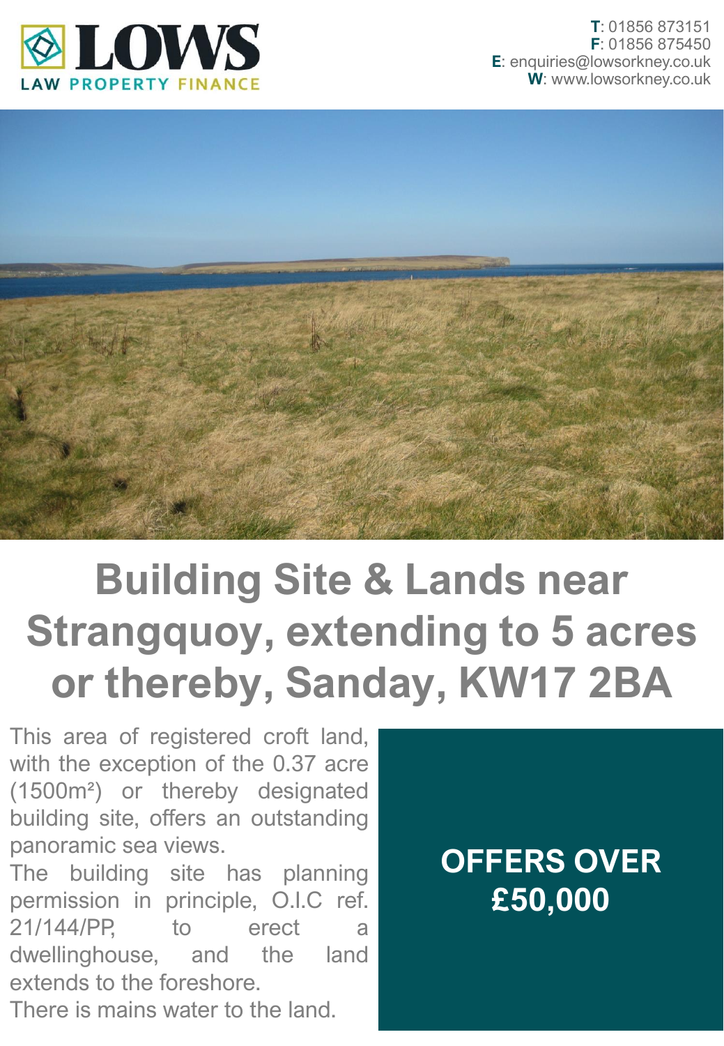**LOWS**
LAW PROPERTY FINANCE

**T**: 01856 873151
**F**: 01856 875450
**E**: enquiries@lowsorkney.co.uk
**W**: www.lowsorkney.co.uk

# Building Site & Lands near Strangquoy, extending to 5 acres or thereby, Sanday, KW17 2BA

This area of registered croft land, with the exception of the 0.37 acre (1500m²) or thereby designated building site, offers an outstanding panoramic sea views.

The building site has planning permission in principle, O.I.C ref. 21/144/PP, to erect a dwellinghouse, and the land extends to the foreshore.

There is mains water to the land.

**OFFERS OVER £50,000**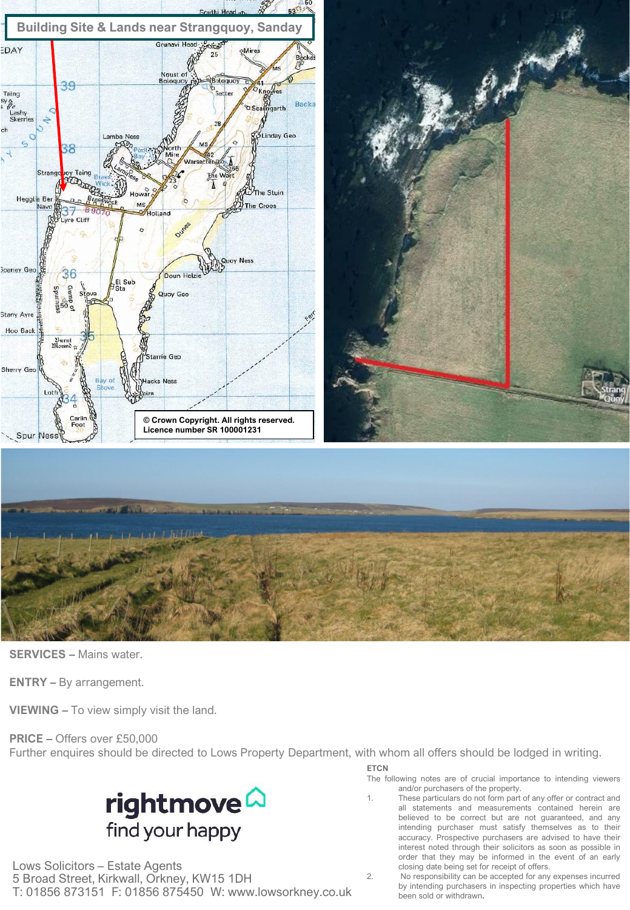**Building Site & Lands near Strangquoy, Sanday**

© Crown Copyright. All rights reserved.
Licence number SR 100001231

**SERVICES –** Mains water.

**ENTRY –** By arrangement.

**VIEWING –** To view simply visit the land.

**PRICE –** Offers over £50,000
Further enquires should be directed to Lows Property Department, with whom all offers should be lodged in writing.

rightmove
find your happy

Lows Solicitors – Estate Agents
5 Broad Street, Kirkwall, Orkney, KW15 1DH
T: 01856 873151 F: 01856 875450 W: www.lowsorkney.co.uk

**ETCN**

The following notes are of crucial importance to intending viewers and/or purchasers of the property.

1. These particulars do not form part of any offer or contract and all statements and measurements contained herein are believed to be correct but are not guaranteed, and any intending purchaser must satisfy themselves as to their accuracy. Prospective purchasers are advised to have their interest noted through their solicitors as soon as possible in order that they may be informed in the event of an early closing date being set for receipt of offers.
2. No responsibility can be accepted for any expenses incurred by intending purchasers in inspecting properties which have been sold or withdrawn.